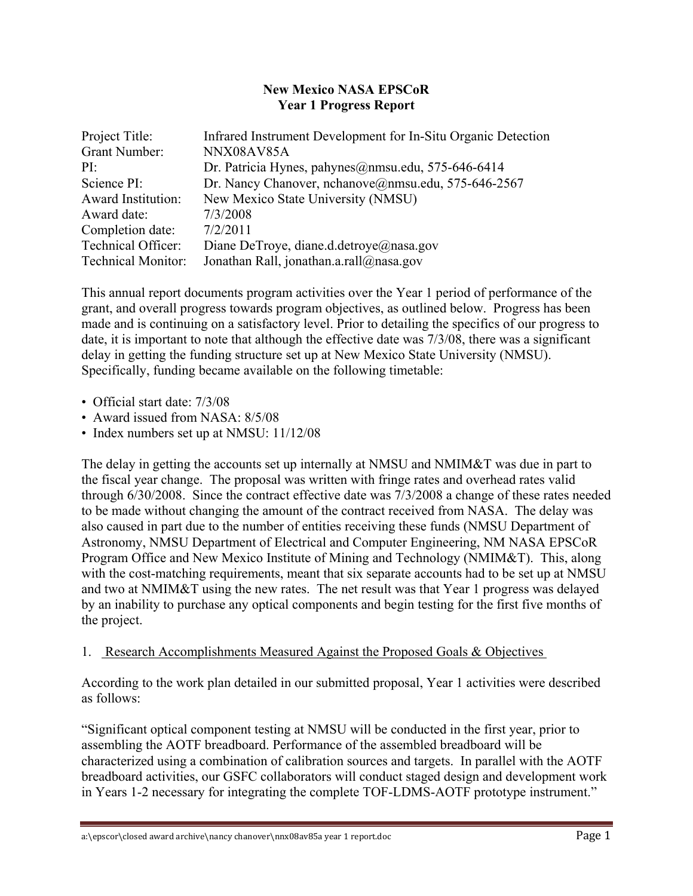# New Mexico NASA EPSCoR
## Year 1 Progress Report

| | |
|---|---|
| Project Title: | Infrared Instrument Development for In-Situ Organic Detection |
| Grant Number: | NNX08AV85A |
| PI: | Dr. Patricia Hynes, pahynes@nmsu.edu, 575-646-6414 |
| Science PI: | Dr. Nancy Chanover, nchanove@nmsu.edu, 575-646-2567 |
| Award Institution: | New Mexico State University (NMSU) |
| Award date: | 7/3/2008 |
| Completion date: | 7/2/2011 |
| Technical Officer: | Diane DeTroye, diane.d.detroye@nasa.gov |
| Technical Monitor: | Jonathan Rall, jonathan.a.rall@nasa.gov |

This annual report documents program activities over the Year 1 period of performance of the grant, and overall progress towards program objectives, as outlined below. Progress has been made and is continuing on a satisfactory level. Prior to detailing the specifics of our progress to date, it is important to note that although the effective date was 7/3/08, there was a significant delay in getting the funding structure set up at New Mexico State University (NMSU). Specifically, funding became available on the following timetable:

- Official start date: 7/3/08
- Award issued from NASA: 8/5/08
- Index numbers set up at NMSU: 11/12/08

The delay in getting the accounts set up internally at NMSU and NMIM&T was due in part to the fiscal year change. The proposal was written with fringe rates and overhead rates valid through 6/30/2008. Since the contract effective date was 7/3/2008 a change of these rates needed to be made without changing the amount of the contract received from NASA. The delay was also caused in part due to the number of entities receiving these funds (NMSU Department of Astronomy, NMSU Department of Electrical and Computer Engineering, NM NASA EPSCoR Program Office and New Mexico Institute of Mining and Technology (NMIM&T). This, along with the cost-matching requirements, meant that six separate accounts had to be set up at NMSU and two at NMIM&T using the new rates. The net result was that Year 1 progress was delayed by an inability to purchase any optical components and begin testing for the first five months of the project.

1. Research Accomplishments Measured Against the Proposed Goals & Objectives

According to the work plan detailed in our submitted proposal, Year 1 activities were described as follows:

"Significant optical component testing at NMSU will be conducted in the first year, prior to assembling the AOTF breadboard. Performance of the assembled breadboard will be characterized using a combination of calibration sources and targets. In parallel with the AOTF breadboard activities, our GSFC collaborators will conduct staged design and development work in Years 1-2 necessary for integrating the complete TOF-LDMS-AOTF prototype instrument."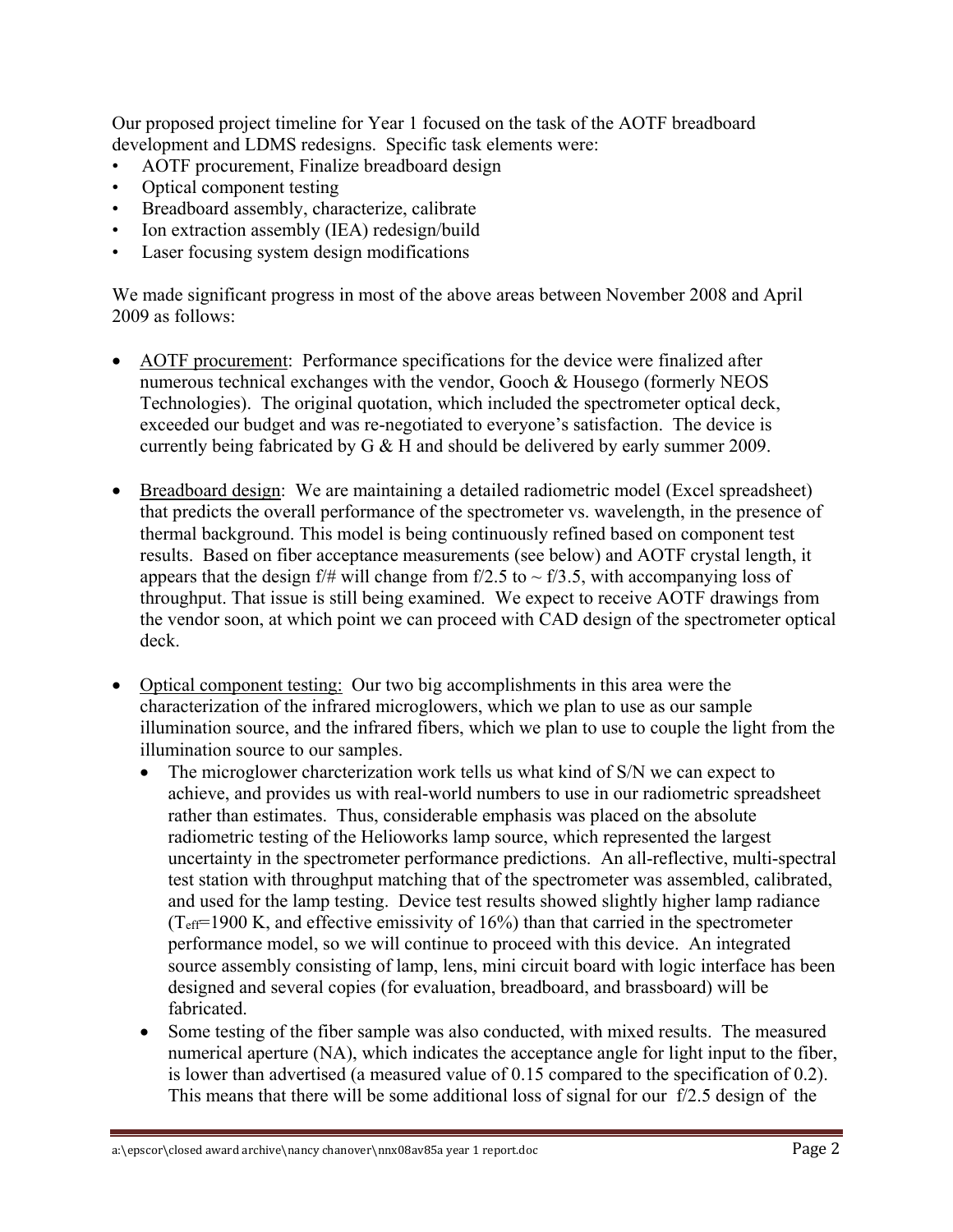Our proposed project timeline for Year 1 focused on the task of the AOTF breadboard development and LDMS redesigns. Specific task elements were:

- AOTF procurement, Finalize breadboard design
- Optical component testing
- Breadboard assembly, characterize, calibrate
- Ion extraction assembly (IEA) redesign/build
- Laser focusing system design modifications

We made significant progress in most of the above areas between November 2008 and April 2009 as follows:

- AOTF procurement: Performance specifications for the device were finalized after numerous technical exchanges with the vendor, Gooch & Housego (formerly NEOS Technologies). The original quotation, which included the spectrometer optical deck, exceeded our budget and was re-negotiated to everyone's satisfaction. The device is currently being fabricated by G & H and should be delivered by early summer 2009.

- Breadboard design: We are maintaining a detailed radiometric model (Excel spreadsheet) that predicts the overall performance of the spectrometer vs. wavelength, in the presence of thermal background. This model is being continuously refined based on component test results. Based on fiber acceptance measurements (see below) and AOTF crystal length, it appears that the design f/# will change from f/2.5 to ~ f/3.5, with accompanying loss of throughput. That issue is still being examined. We expect to receive AOTF drawings from the vendor soon, at which point we can proceed with CAD design of the spectrometer optical deck.

- Optical component testing: Our two big accomplishments in this area were the characterization of the infrared microglowers, which we plan to use as our sample illumination source, and the infrared fibers, which we plan to use to couple the light from the illumination source to our samples.
  - The microglower charcterization work tells us what kind of S/N we can expect to achieve, and provides us with real-world numbers to use in our radiometric spreadsheet rather than estimates. Thus, considerable emphasis was placed on the absolute radiometric testing of the Helioworks lamp source, which represented the largest uncertainty in the spectrometer performance predictions. An all-reflective, multi-spectral test station with throughput matching that of the spectrometer was assembled, calibrated, and used for the lamp testing. Device test results showed slightly higher lamp radiance ($T_{eff}$=1900 K, and effective emissivity of 16%) than that carried in the spectrometer performance model, so we will continue to proceed with this device. An integrated source assembly consisting of lamp, lens, mini circuit board with logic interface has been designed and several copies (for evaluation, breadboard, and brassboard) will be fabricated.
  - Some testing of the fiber sample was also conducted, with mixed results. The measured numerical aperture (NA), which indicates the acceptance angle for light input to the fiber, is lower than advertised (a measured value of 0.15 compared to the specification of 0.2). This means that there will be some additional loss of signal for our f/2.5 design of the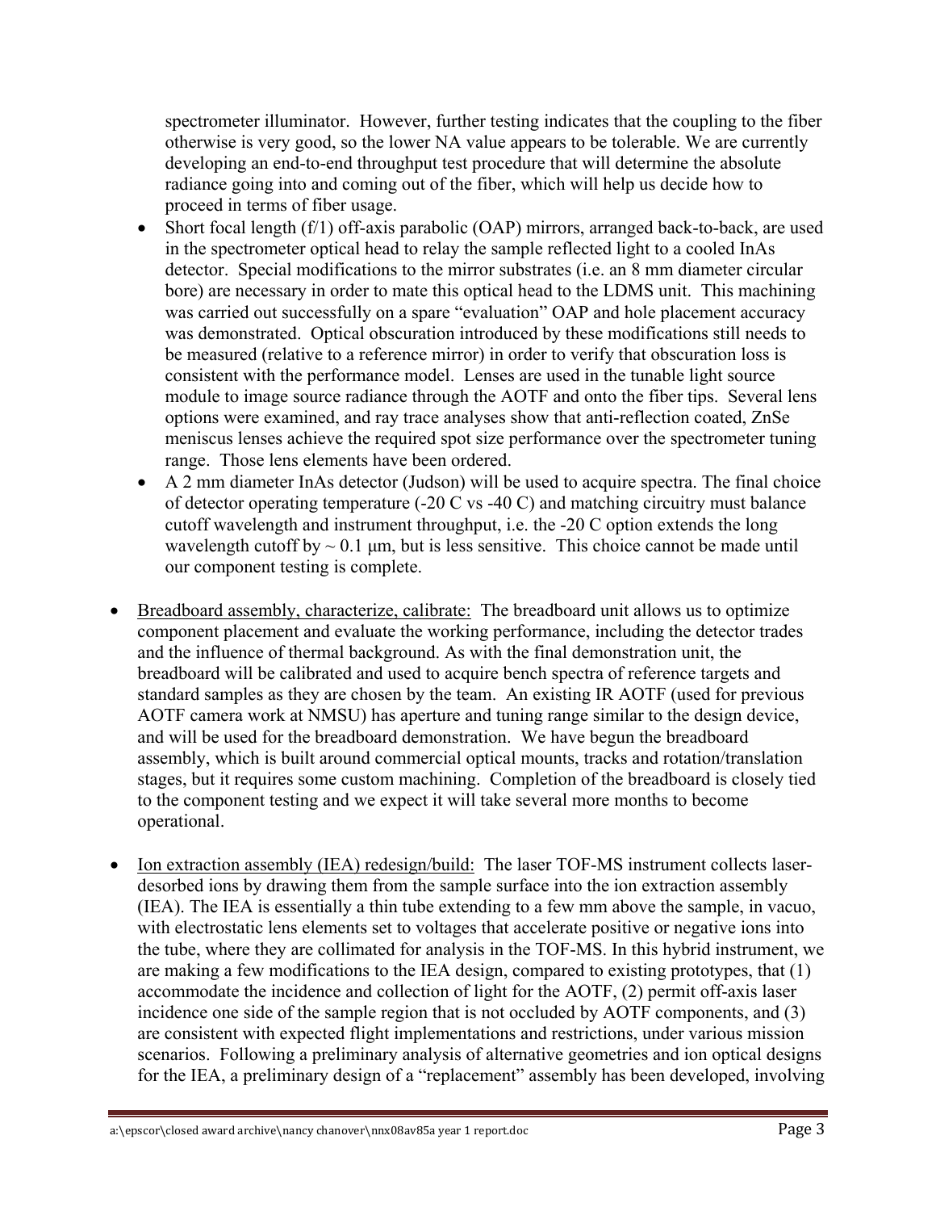spectrometer illuminator. However, further testing indicates that the coupling to the fiber otherwise is very good, so the lower NA value appears to be tolerable. We are currently developing an end-to-end throughput test procedure that will determine the absolute radiance going into and coming out of the fiber, which will help us decide how to proceed in terms of fiber usage.

- Short focal length (f/1) off-axis parabolic (OAP) mirrors, arranged back-to-back, are used in the spectrometer optical head to relay the sample reflected light to a cooled InAs detector. Special modifications to the mirror substrates (i.e. an 8 mm diameter circular bore) are necessary in order to mate this optical head to the LDMS unit. This machining was carried out successfully on a spare "evaluation" OAP and hole placement accuracy was demonstrated. Optical obscuration introduced by these modifications still needs to be measured (relative to a reference mirror) in order to verify that obscuration loss is consistent with the performance model. Lenses are used in the tunable light source module to image source radiance through the AOTF and onto the fiber tips. Several lens options were examined, and ray trace analyses show that anti-reflection coated, ZnSe meniscus lenses achieve the required spot size performance over the spectrometer tuning range. Those lens elements have been ordered.
- A 2 mm diameter InAs detector (Judson) will be used to acquire spectra. The final choice of detector operating temperature (-20 C vs -40 C) and matching circuitry must balance cutoff wavelength and instrument throughput, i.e. the -20 C option extends the long wavelength cutoff by ~ 0.1 μm, but is less sensitive. This choice cannot be made until our component testing is complete.

- <u>Breadboard assembly, characterize, calibrate:</u> The breadboard unit allows us to optimize component placement and evaluate the working performance, including the detector trades and the influence of thermal background. As with the final demonstration unit, the breadboard will be calibrated and used to acquire bench spectra of reference targets and standard samples as they are chosen by the team. An existing IR AOTF (used for previous AOTF camera work at NMSU) has aperture and tuning range similar to the design device, and will be used for the breadboard demonstration. We have begun the breadboard assembly, which is built around commercial optical mounts, tracks and rotation/translation stages, but it requires some custom machining. Completion of the breadboard is closely tied to the component testing and we expect it will take several more months to become operational.

- <u>Ion extraction assembly (IEA) redesign/build:</u> The laser TOF-MS instrument collects laser-desorbed ions by drawing them from the sample surface into the ion extraction assembly (IEA). The IEA is essentially a thin tube extending to a few mm above the sample, in vacuo, with electrostatic lens elements set to voltages that accelerate positive or negative ions into the tube, where they are collimated for analysis in the TOF-MS. In this hybrid instrument, we are making a few modifications to the IEA design, compared to existing prototypes, that (1) accommodate the incidence and collection of light for the AOTF, (2) permit off-axis laser incidence one side of the sample region that is not occluded by AOTF components, and (3) are consistent with expected flight implementations and restrictions, under various mission scenarios. Following a preliminary analysis of alternative geometries and ion optical designs for the IEA, a preliminary design of a "replacement" assembly has been developed, involving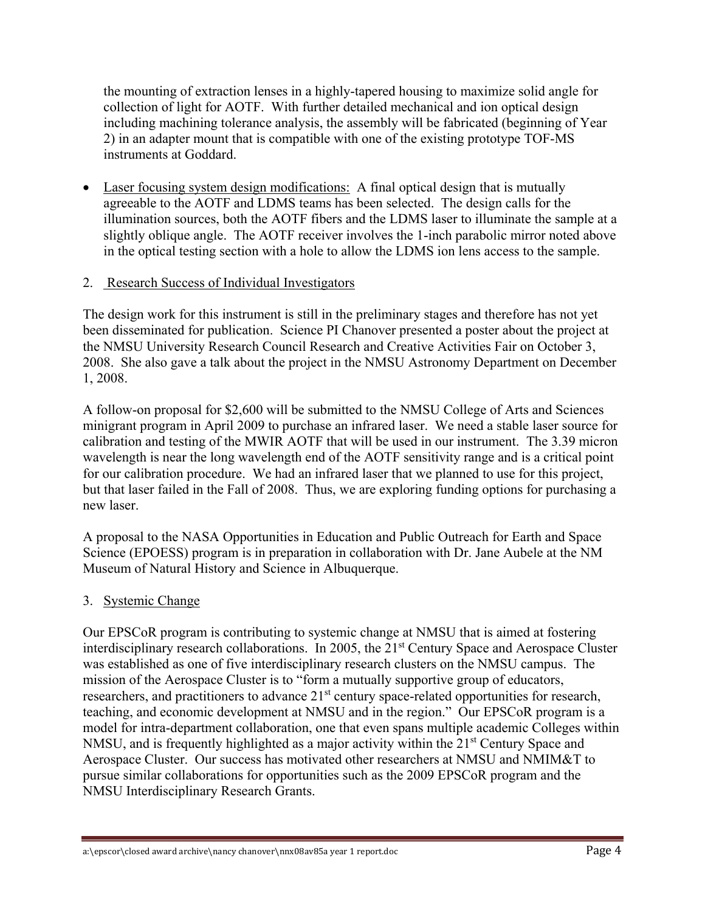the mounting of extraction lenses in a highly-tapered housing to maximize solid angle for collection of light for AOTF. With further detailed mechanical and ion optical design including machining tolerance analysis, the assembly will be fabricated (beginning of Year 2) in an adapter mount that is compatible with one of the existing prototype TOF-MS instruments at Goddard.

- Laser focusing system design modifications: A final optical design that is mutually agreeable to the AOTF and LDMS teams has been selected. The design calls for the illumination sources, both the AOTF fibers and the LDMS laser to illuminate the sample at a slightly oblique angle. The AOTF receiver involves the 1-inch parabolic mirror noted above in the optical testing section with a hole to allow the LDMS ion lens access to the sample.

2. Research Success of Individual Investigators

The design work for this instrument is still in the preliminary stages and therefore has not yet been disseminated for publication. Science PI Chanover presented a poster about the project at the NMSU University Research Council Research and Creative Activities Fair on October 3, 2008. She also gave a talk about the project in the NMSU Astronomy Department on December 1, 2008.

A follow-on proposal for $2,600 will be submitted to the NMSU College of Arts and Sciences minigrant program in April 2009 to purchase an infrared laser. We need a stable laser source for calibration and testing of the MWIR AOTF that will be used in our instrument. The 3.39 micron wavelength is near the long wavelength end of the AOTF sensitivity range and is a critical point for our calibration procedure. We had an infrared laser that we planned to use for this project, but that laser failed in the Fall of 2008. Thus, we are exploring funding options for purchasing a new laser.

A proposal to the NASA Opportunities in Education and Public Outreach for Earth and Space Science (EPOESS) program is in preparation in collaboration with Dr. Jane Aubele at the NM Museum of Natural History and Science in Albuquerque.

3. Systemic Change

Our EPSCoR program is contributing to systemic change at NMSU that is aimed at fostering interdisciplinary research collaborations. In 2005, the 21st Century Space and Aerospace Cluster was established as one of five interdisciplinary research clusters on the NMSU campus. The mission of the Aerospace Cluster is to "form a mutually supportive group of educators, researchers, and practitioners to advance 21st century space-related opportunities for research, teaching, and economic development at NMSU and in the region." Our EPSCoR program is a model for intra-department collaboration, one that even spans multiple academic Colleges within NMSU, and is frequently highlighted as a major activity within the 21st Century Space and Aerospace Cluster. Our success has motivated other researchers at NMSU and NMIM&T to pursue similar collaborations for opportunities such as the 2009 EPSCoR program and the NMSU Interdisciplinary Research Grants.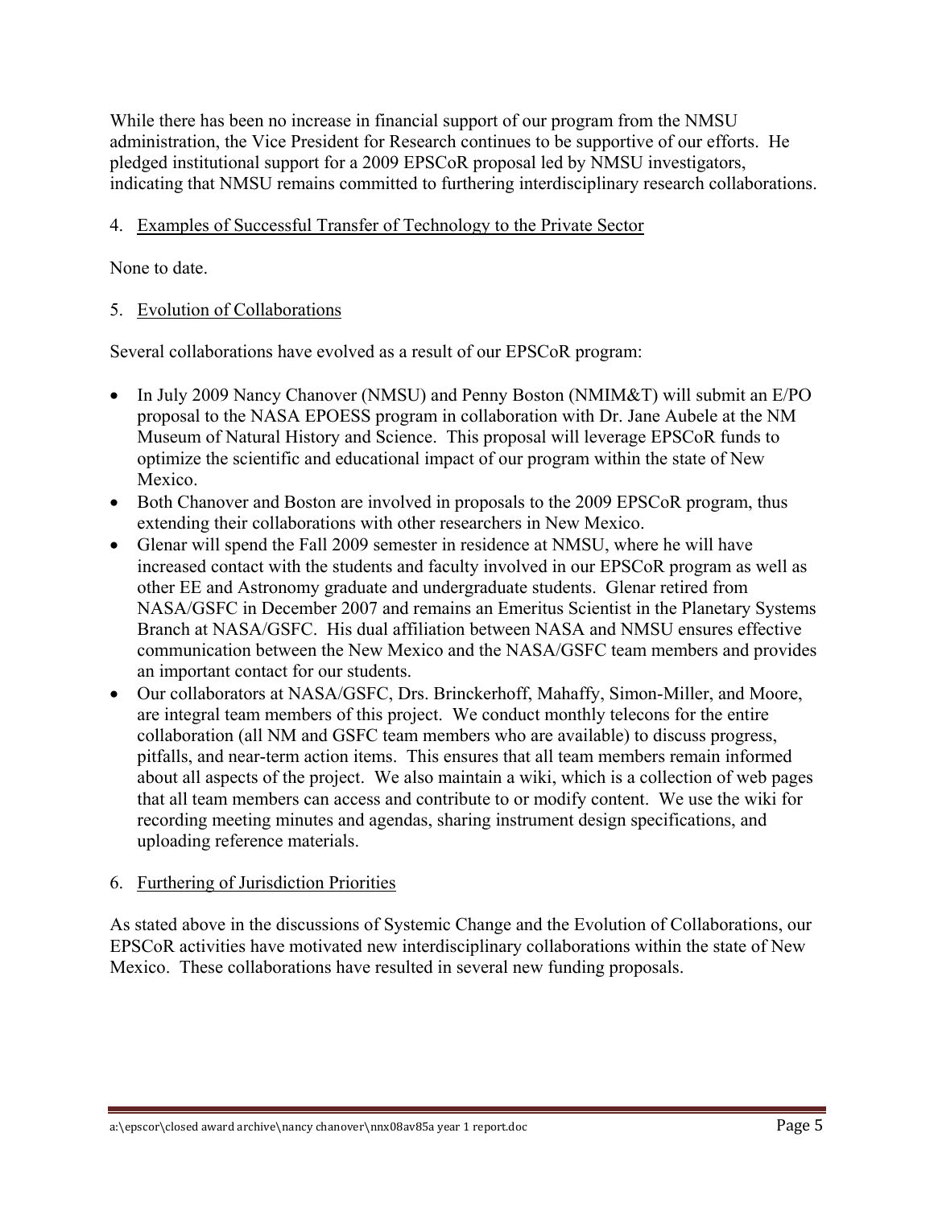While there has been no increase in financial support of our program from the NMSU administration, the Vice President for Research continues to be supportive of our efforts. He pledged institutional support for a 2009 EPSCoR proposal led by NMSU investigators, indicating that NMSU remains committed to furthering interdisciplinary research collaborations.

4. Examples of Successful Transfer of Technology to the Private Sector

None to date.

5. Evolution of Collaborations

Several collaborations have evolved as a result of our EPSCoR program:

- In July 2009 Nancy Chanover (NMSU) and Penny Boston (NMIM&T) will submit an E/PO proposal to the NASA EPOESS program in collaboration with Dr. Jane Aubele at the NM Museum of Natural History and Science. This proposal will leverage EPSCoR funds to optimize the scientific and educational impact of our program within the state of New Mexico.
- Both Chanover and Boston are involved in proposals to the 2009 EPSCoR program, thus extending their collaborations with other researchers in New Mexico.
- Glenar will spend the Fall 2009 semester in residence at NMSU, where he will have increased contact with the students and faculty involved in our EPSCoR program as well as other EE and Astronomy graduate and undergraduate students. Glenar retired from NASA/GSFC in December 2007 and remains an Emeritus Scientist in the Planetary Systems Branch at NASA/GSFC. His dual affiliation between NASA and NMSU ensures effective communication between the New Mexico and the NASA/GSFC team members and provides an important contact for our students.
- Our collaborators at NASA/GSFC, Drs. Brinckerhoff, Mahaffy, Simon-Miller, and Moore, are integral team members of this project. We conduct monthly telecons for the entire collaboration (all NM and GSFC team members who are available) to discuss progress, pitfalls, and near-term action items. This ensures that all team members remain informed about all aspects of the project. We also maintain a wiki, which is a collection of web pages that all team members can access and contribute to or modify content. We use the wiki for recording meeting minutes and agendas, sharing instrument design specifications, and uploading reference materials.

6. Furthering of Jurisdiction Priorities

As stated above in the discussions of Systemic Change and the Evolution of Collaborations, our EPSCoR activities have motivated new interdisciplinary collaborations within the state of New Mexico. These collaborations have resulted in several new funding proposals.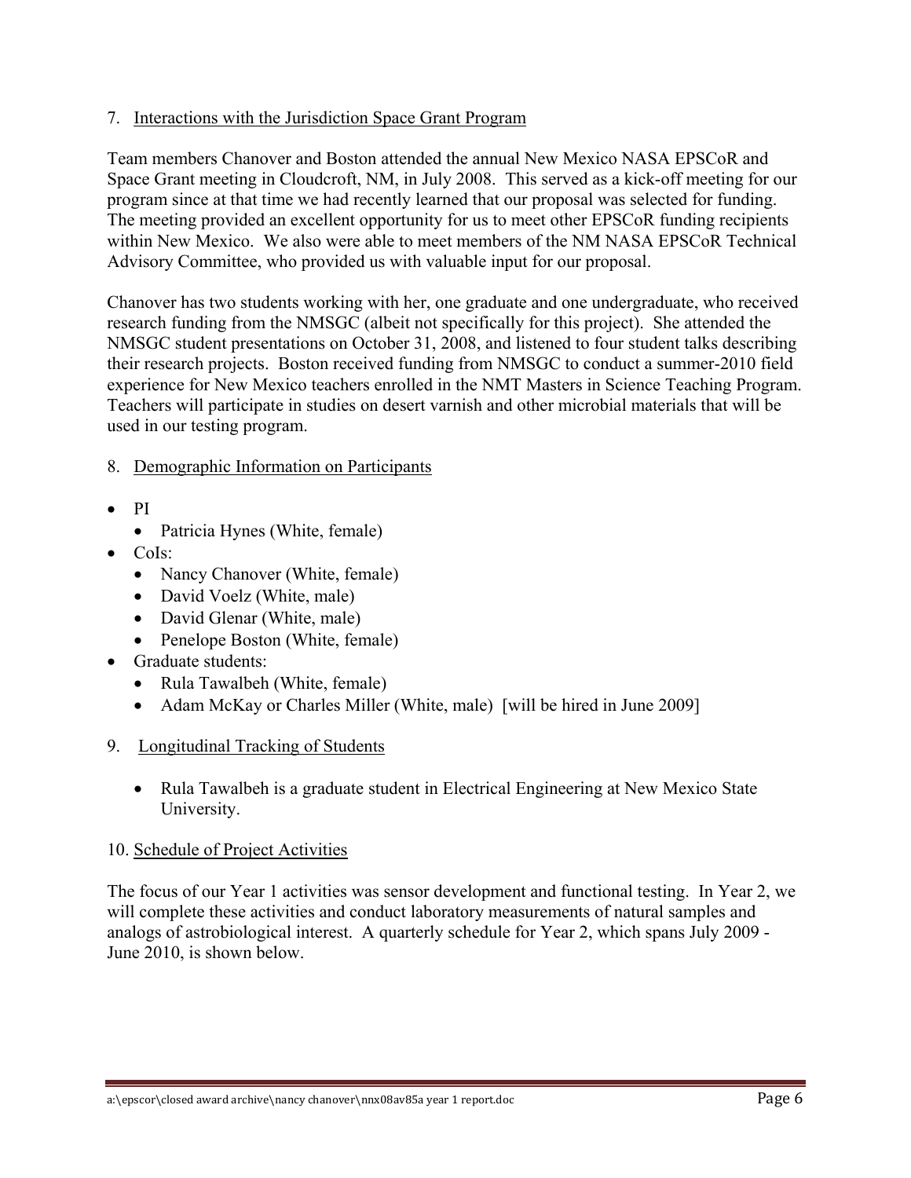## 7. Interactions with the Jurisdiction Space Grant Program

Team members Chanover and Boston attended the annual New Mexico NASA EPSCoR and Space Grant meeting in Cloudcroft, NM, in July 2008. This served as a kick-off meeting for our program since at that time we had recently learned that our proposal was selected for funding. The meeting provided an excellent opportunity for us to meet other EPSCoR funding recipients within New Mexico. We also were able to meet members of the NM NASA EPSCoR Technical Advisory Committee, who provided us with valuable input for our proposal.

Chanover has two students working with her, one graduate and one undergraduate, who received research funding from the NMSGC (albeit not specifically for this project). She attended the NMSGC student presentations on October 31, 2008, and listened to four student talks describing their research projects. Boston received funding from NMSGC to conduct a summer-2010 field experience for New Mexico teachers enrolled in the NMT Masters in Science Teaching Program. Teachers will participate in studies on desert varnish and other microbial materials that will be used in our testing program.

## 8. Demographic Information on Participants

- PI
  - Patricia Hynes (White, female)
- CoIs:
  - Nancy Chanover (White, female)
  - David Voelz (White, male)
  - David Glenar (White, male)
  - Penelope Boston (White, female)
- Graduate students:
  - Rula Tawalbeh (White, female)
  - Adam McKay or Charles Miller (White, male) [will be hired in June 2009]

## 9. Longitudinal Tracking of Students

- Rula Tawalbeh is a graduate student in Electrical Engineering at New Mexico State University.

## 10. Schedule of Project Activities

The focus of our Year 1 activities was sensor development and functional testing. In Year 2, we will complete these activities and conduct laboratory measurements of natural samples and analogs of astrobiological interest. A quarterly schedule for Year 2, which spans July 2009 - June 2010, is shown below.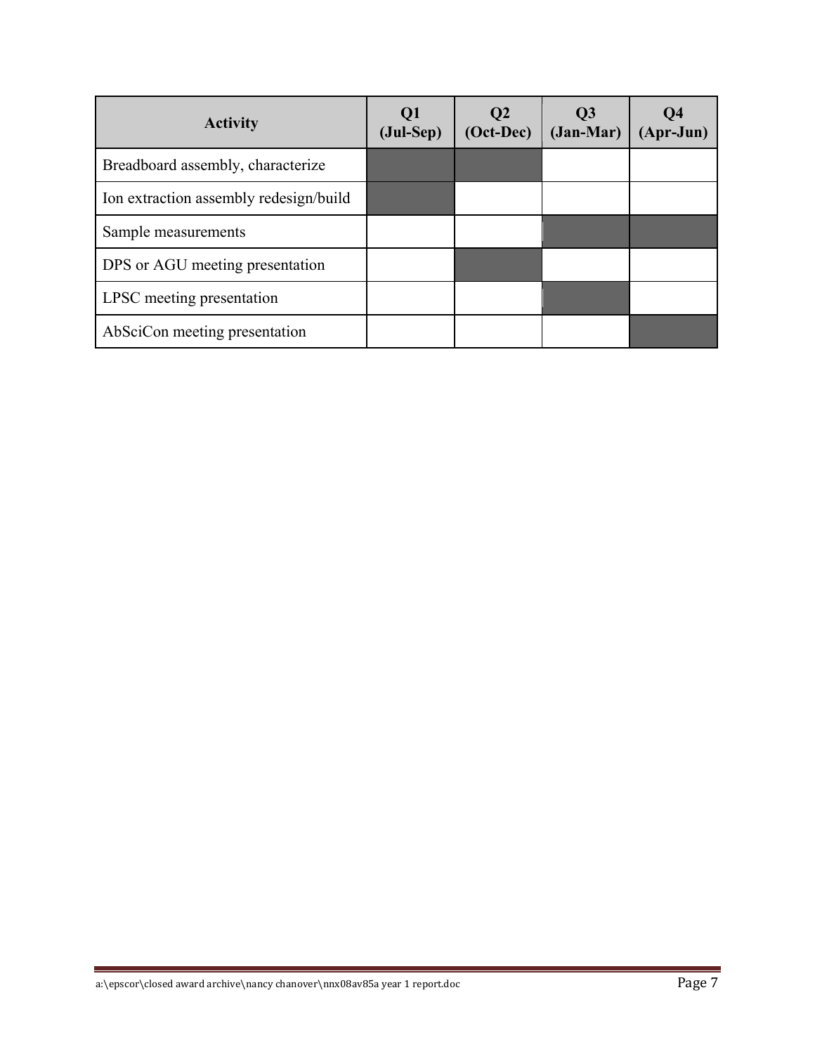| Activity | Q1 (Jul-Sep) | Q2 (Oct-Dec) | Q3 (Jan-Mar) | Q4 (Apr-Jun) |
|---|---|---|---|---|
| Breadboard assembly, characterize | ■ | ■ | | |
| Ion extraction assembly redesign/build | ■ | | | |
| Sample measurements | | | ■ | ■ |
| DPS or AGU meeting presentation | | ■ | | |
| LPSC meeting presentation | | | ■ | |
| AbSciCon meeting presentation | | | | ■ |